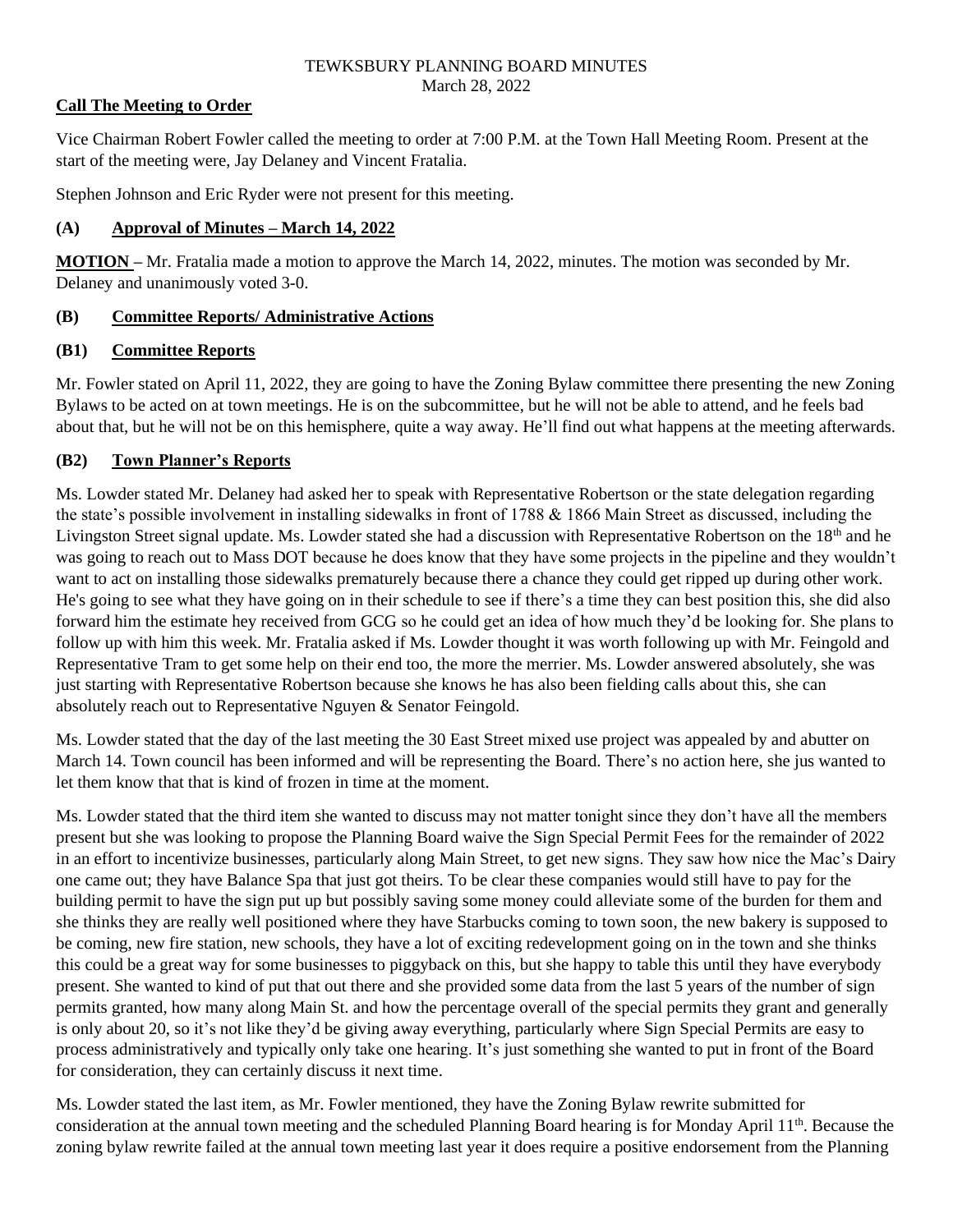TEWKSBURY PLANNING BOARD MINUTES
March 28, 2022

## Call The Meeting to Order

Vice Chairman Robert Fowler called the meeting to order at 7:00 P.M. at the Town Hall Meeting Room. Present at the start of the meeting were, Jay Delaney and Vincent Fratalia.

Stephen Johnson and Eric Ryder were not present for this meeting.

## (A) Approval of Minutes – March 14, 2022

**MOTION –** Mr. Fratalia made a motion to approve the March 14, 2022, minutes. The motion was seconded by Mr. Delaney and unanimously voted 3-0.

## (B) Committee Reports/ Administrative Actions

## (B1) Committee Reports

Mr. Fowler stated on April 11, 2022, they are going to have the Zoning Bylaw committee there presenting the new Zoning Bylaws to be acted on at town meetings. He is on the subcommittee, but he will not be able to attend, and he feels bad about that, but he will not be on this hemisphere, quite a way away. He'll find out what happens at the meeting afterwards.

## (B2) Town Planner's Reports

Ms. Lowder stated Mr. Delaney had asked her to speak with Representative Robertson or the state delegation regarding the state's possible involvement in installing sidewalks in front of 1788 & 1866 Main Street as discussed, including the Livingston Street signal update. Ms. Lowder stated she had a discussion with Representative Robertson on the 18th and he was going to reach out to Mass DOT because he does know that they have some projects in the pipeline and they wouldn't want to act on installing those sidewalks prematurely because there a chance they could get ripped up during other work. He's going to see what they have going on in their schedule to see if there's a time they can best position this, she did also forward him the estimate hey received from GCG so he could get an idea of how much they'd be looking for. She plans to follow up with him this week. Mr. Fratalia asked if Ms. Lowder thought it was worth following up with Mr. Feingold and Representative Tram to get some help on their end too, the more the merrier. Ms. Lowder answered absolutely, she was just starting with Representative Robertson because she knows he has also been fielding calls about this, she can absolutely reach out to Representative Nguyen & Senator Feingold.

Ms. Lowder stated that the day of the last meeting the 30 East Street mixed use project was appealed by and abutter on March 14. Town council has been informed and will be representing the Board. There's no action here, she jus wanted to let them know that that is kind of frozen in time at the moment.

Ms. Lowder stated that the third item she wanted to discuss may not matter tonight since they don't have all the members present but she was looking to propose the Planning Board waive the Sign Special Permit Fees for the remainder of 2022 in an effort to incentivize businesses, particularly along Main Street, to get new signs. They saw how nice the Mac's Dairy one came out; they have Balance Spa that just got theirs. To be clear these companies would still have to pay for the building permit to have the sign put up but possibly saving some money could alleviate some of the burden for them and she thinks they are really well positioned where they have Starbucks coming to town soon, the new bakery is supposed to be coming, new fire station, new schools, they have a lot of exciting redevelopment going on in the town and she thinks this could be a great way for some businesses to piggyback on this, but she happy to table this until they have everybody present. She wanted to kind of put that out there and she provided some data from the last 5 years of the number of sign permits granted, how many along Main St. and how the percentage overall of the special permits they grant and generally is only about 20, so it's not like they'd be giving away everything, particularly where Sign Special Permits are easy to process administratively and typically only take one hearing. It's just something she wanted to put in front of the Board for consideration, they can certainly discuss it next time.

Ms. Lowder stated the last item, as Mr. Fowler mentioned, they have the Zoning Bylaw rewrite submitted for consideration at the annual town meeting and the scheduled Planning Board hearing is for Monday April 11th. Because the zoning bylaw rewrite failed at the annual town meeting last year it does require a positive endorsement from the Planning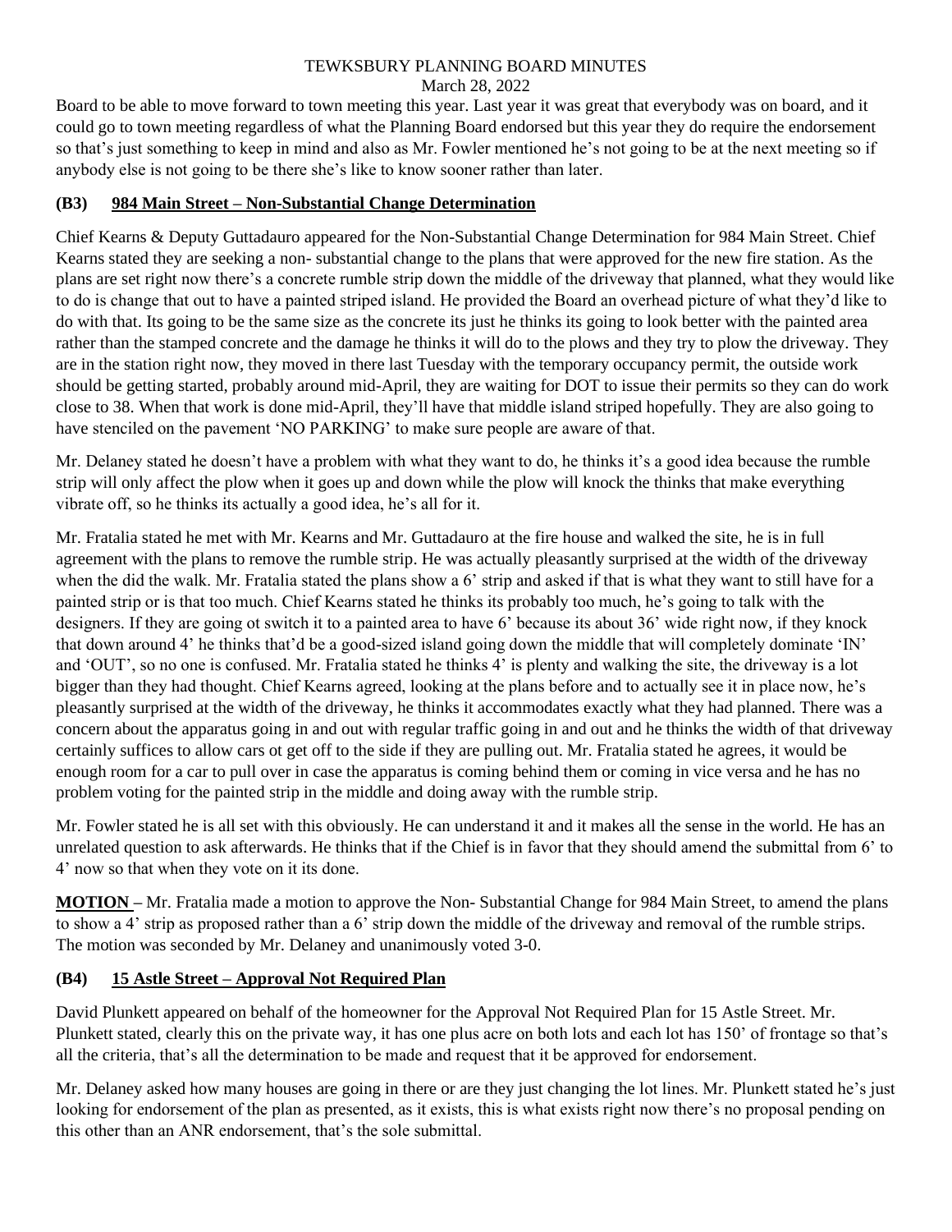Board to be able to move forward to town meeting this year. Last year it was great that everybody was on board, and it could go to town meeting regardless of what the Planning Board endorsed but this year they do require the endorsement so that's just something to keep in mind and also as Mr. Fowler mentioned he's not going to be at the next meeting so if anybody else is not going to be there she's like to know sooner rather than later.

## (B3) 984 Main Street – Non-Substantial Change Determination

Chief Kearns & Deputy Guttadauro appeared for the Non-Substantial Change Determination for 984 Main Street. Chief Kearns stated they are seeking a non- substantial change to the plans that were approved for the new fire station. As the plans are set right now there's a concrete rumble strip down the middle of the driveway that planned, what they would like to do is change that out to have a painted striped island. He provided the Board an overhead picture of what they'd like to do with that. Its going to be the same size as the concrete its just he thinks its going to look better with the painted area rather than the stamped concrete and the damage he thinks it will do to the plows and they try to plow the driveway. They are in the station right now, they moved in there last Tuesday with the temporary occupancy permit, the outside work should be getting started, probably around mid-April, they are waiting for DOT to issue their permits so they can do work close to 38. When that work is done mid-April, they'll have that middle island striped hopefully. They are also going to have stenciled on the pavement 'NO PARKING' to make sure people are aware of that.

Mr. Delaney stated he doesn't have a problem with what they want to do, he thinks it's a good idea because the rumble strip will only affect the plow when it goes up and down while the plow will knock the thinks that make everything vibrate off, so he thinks its actually a good idea, he's all for it.

Mr. Fratalia stated he met with Mr. Kearns and Mr. Guttadauro at the fire house and walked the site, he is in full agreement with the plans to remove the rumble strip. He was actually pleasantly surprised at the width of the driveway when the did the walk. Mr. Fratalia stated the plans show a 6' strip and asked if that is what they want to still have for a painted strip or is that too much. Chief Kearns stated he thinks its probably too much, he's going to talk with the designers. If they are going ot switch it to a painted area to have 6' because its about 36' wide right now, if they knock that down around 4' he thinks that'd be a good-sized island going down the middle that will completely dominate 'IN' and 'OUT', so no one is confused. Mr. Fratalia stated he thinks 4' is plenty and walking the site, the driveway is a lot bigger than they had thought. Chief Kearns agreed, looking at the plans before and to actually see it in place now, he's pleasantly surprised at the width of the driveway, he thinks it accommodates exactly what they had planned. There was a concern about the apparatus going in and out with regular traffic going in and out and he thinks the width of that driveway certainly suffices to allow cars ot get off to the side if they are pulling out. Mr. Fratalia stated he agrees, it would be enough room for a car to pull over in case the apparatus is coming behind them or coming in vice versa and he has no problem voting for the painted strip in the middle and doing away with the rumble strip.

Mr. Fowler stated he is all set with this obviously. He can understand it and it makes all the sense in the world. He has an unrelated question to ask afterwards. He thinks that if the Chief is in favor that they should amend the submittal from 6' to 4' now so that when they vote on it its done.

**MOTION** – Mr. Fratalia made a motion to approve the Non- Substantial Change for 984 Main Street, to amend the plans to show a 4' strip as proposed rather than a 6' strip down the middle of the driveway and removal of the rumble strips. The motion was seconded by Mr. Delaney and unanimously voted 3-0.

## (B4) 15 Astle Street – Approval Not Required Plan

David Plunkett appeared on behalf of the homeowner for the Approval Not Required Plan for 15 Astle Street. Mr. Plunkett stated, clearly this on the private way, it has one plus acre on both lots and each lot has 150' of frontage so that's all the criteria, that's all the determination to be made and request that it be approved for endorsement.

Mr. Delaney asked how many houses are going in there or are they just changing the lot lines. Mr. Plunkett stated he's just looking for endorsement of the plan as presented, as it exists, this is what exists right now there's no proposal pending on this other than an ANR endorsement, that's the sole submittal.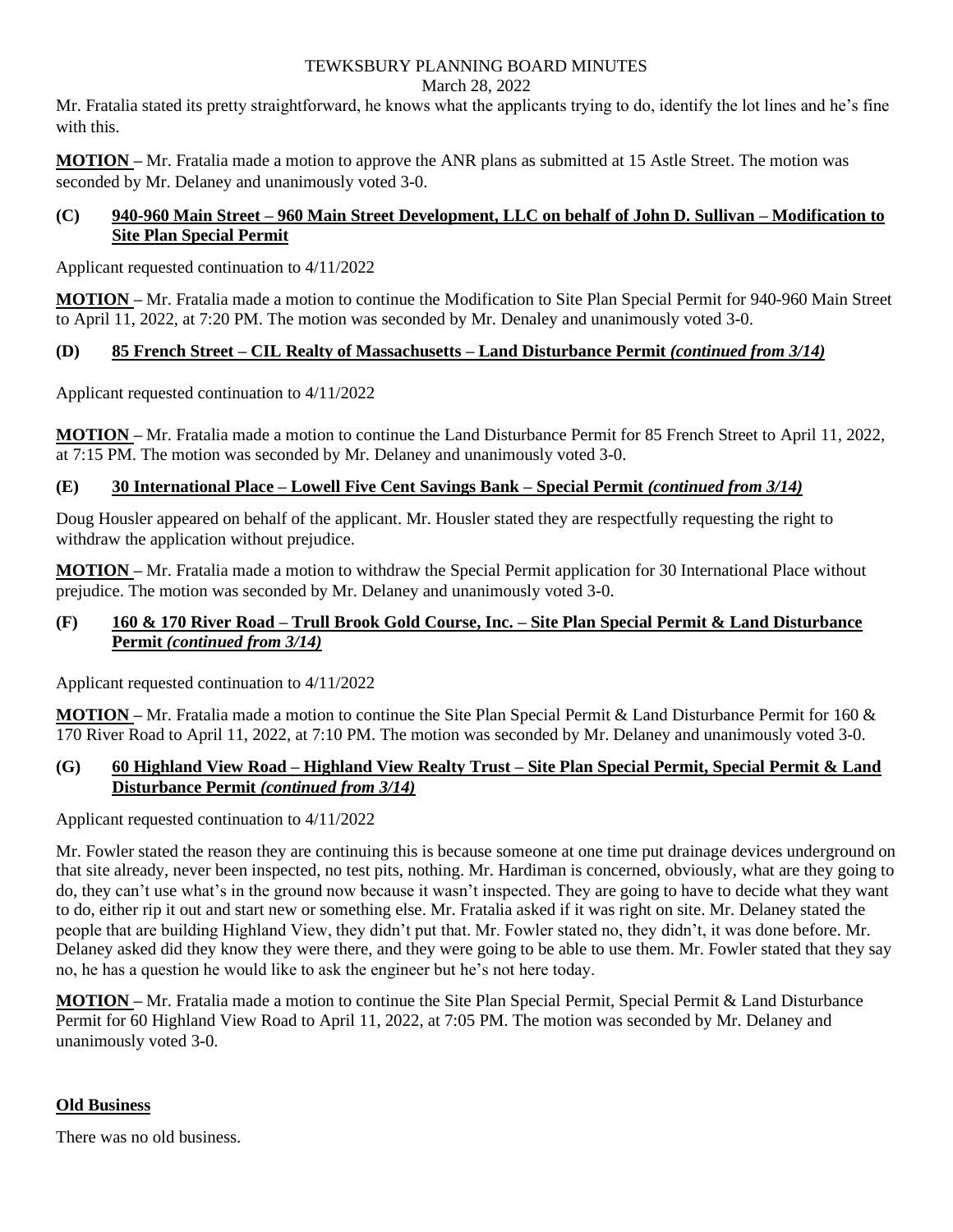Mr. Fratalia stated its pretty straightforward, he knows what the applicants trying to do, identify the lot lines and he's fine with this.

**MOTION** – Mr. Fratalia made a motion to approve the ANR plans as submitted at 15 Astle Street. The motion was seconded by Mr. Delaney and unanimously voted 3-0.

### (C) 940-960 Main Street – 960 Main Street Development, LLC on behalf of John D. Sullivan – Modification to Site Plan Special Permit

Applicant requested continuation to 4/11/2022

**MOTION** – Mr. Fratalia made a motion to continue the Modification to Site Plan Special Permit for 940-960 Main Street to April 11, 2022, at 7:20 PM. The motion was seconded by Mr. Denaley and unanimously voted 3-0.

### (D) 85 French Street – CIL Realty of Massachusetts – Land Disturbance Permit *(continued from 3/14)*

Applicant requested continuation to 4/11/2022

**MOTION** – Mr. Fratalia made a motion to continue the Land Disturbance Permit for 85 French Street to April 11, 2022, at 7:15 PM. The motion was seconded by Mr. Delaney and unanimously voted 3-0.

### (E) 30 International Place – Lowell Five Cent Savings Bank – Special Permit *(continued from 3/14)*

Doug Housler appeared on behalf of the applicant. Mr. Housler stated they are respectfully requesting the right to withdraw the application without prejudice.

**MOTION** – Mr. Fratalia made a motion to withdraw the Special Permit application for 30 International Place without prejudice. The motion was seconded by Mr. Delaney and unanimously voted 3-0.

### (F) 160 & 170 River Road – Trull Brook Gold Course, Inc. – Site Plan Special Permit & Land Disturbance Permit *(continued from 3/14)*

Applicant requested continuation to 4/11/2022

**MOTION** – Mr. Fratalia made a motion to continue the Site Plan Special Permit & Land Disturbance Permit for 160 & 170 River Road to April 11, 2022, at 7:10 PM. The motion was seconded by Mr. Delaney and unanimously voted 3-0.

### (G) 60 Highland View Road – Highland View Realty Trust – Site Plan Special Permit, Special Permit & Land Disturbance Permit *(continued from 3/14)*

Applicant requested continuation to 4/11/2022

Mr. Fowler stated the reason they are continuing this is because someone at one time put drainage devices underground on that site already, never been inspected, no test pits, nothing. Mr. Hardiman is concerned, obviously, what are they going to do, they can't use what's in the ground now because it wasn't inspected. They are going to have to decide what they want to do, either rip it out and start new or something else. Mr. Fratalia asked if it was right on site. Mr. Delaney stated the people that are building Highland View, they didn't put that. Mr. Fowler stated no, they didn't, it was done before. Mr. Delaney asked did they know they were there, and they were going to be able to use them. Mr. Fowler stated that they say no, he has a question he would like to ask the engineer but he's not here today.

**MOTION** – Mr. Fratalia made a motion to continue the Site Plan Special Permit, Special Permit & Land Disturbance Permit for 60 Highland View Road to April 11, 2022, at 7:05 PM. The motion was seconded by Mr. Delaney and unanimously voted 3-0.

## Old Business

There was no old business.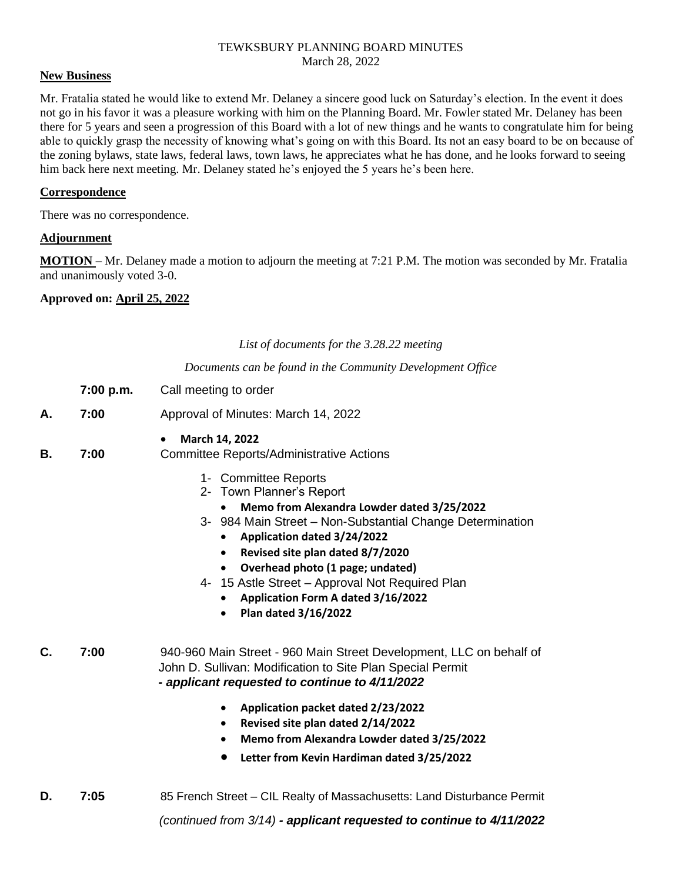TEWKSBURY PLANNING BOARD MINUTES
March 28, 2022

**New Business**

Mr. Fratalia stated he would like to extend Mr. Delaney a sincere good luck on Saturday's election. In the event it does not go in his favor it was a pleasure working with him on the Planning Board. Mr. Fowler stated Mr. Delaney has been there for 5 years and seen a progression of this Board with a lot of new things and he wants to congratulate him for being able to quickly grasp the necessity of knowing what's going on with this Board. Its not an easy board to be on because of the zoning bylaws, state laws, federal laws, town laws, he appreciates what he has done, and he looks forward to seeing him back here next meeting. Mr. Delaney stated he's enjoyed the 5 years he's been here.

**Correspondence**

There was no correspondence.

**Adjournment**

**MOTION –** Mr. Delaney made a motion to adjourn the meeting at 7:21 P.M. The motion was seconded by Mr. Fratalia and unanimously voted 3-0.

**Approved on: April 25, 2022**

*List of documents for the 3.28.22 meeting*

*Documents can be found in the Community Development Office*

**7:00 p.m.** Call meeting to order

**A. 7:00** Approval of Minutes: March 14, 2022

- **March 14, 2022**

**B. 7:00** Committee Reports/Administrative Actions

1- Committee Reports
2- Town Planner's Report
   - **Memo from Alexandra Lowder dated 3/25/2022**
3- 984 Main Street – Non-Substantial Change Determination
   - **Application dated 3/24/2022**
   - **Revised site plan dated 8/7/2020**
   - **Overhead photo (1 page; undated)**
4- 15 Astle Street – Approval Not Required Plan
   - **Application Form A dated 3/16/2022**
   - **Plan dated 3/16/2022**

**C. 7:00** 940-960 Main Street - 960 Main Street Development, LLC on behalf of John D. Sullivan: Modification to Site Plan Special Permit
***- applicant requested to continue to 4/11/2022***

- **Application packet dated 2/23/2022**
- **Revised site plan dated 2/14/2022**
- **Memo from Alexandra Lowder dated 3/25/2022**
- **Letter from Kevin Hardiman dated 3/25/2022**

**D. 7:05** 85 French Street – CIL Realty of Massachusetts: Land Disturbance Permit
*(continued from 3/14)* ***- applicant requested to continue to 4/11/2022***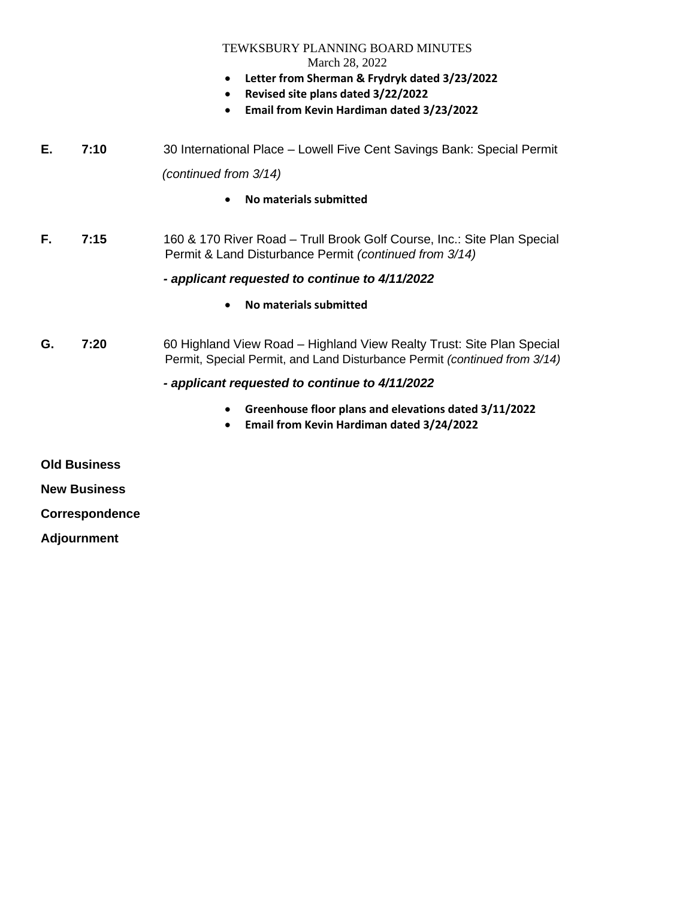- **Letter from Sherman & Frydryk dated 3/23/2022**
- **Revised site plans dated 3/22/2022**
- **Email from Kevin Hardiman dated 3/23/2022**

**E.** **7:10** 30 International Place – Lowell Five Cent Savings Bank: Special Permit *(continued from 3/14)*

- **No materials submitted**

**F.** **7:15** 160 & 170 River Road – Trull Brook Golf Course, Inc.: Site Plan Special Permit & Land Disturbance Permit *(continued from 3/14)*

***- applicant requested to continue to 4/11/2022***

- **No materials submitted**

**G.** **7:20** 60 Highland View Road – Highland View Realty Trust: Site Plan Special Permit, Special Permit, and Land Disturbance Permit *(continued from 3/14)*

***- applicant requested to continue to 4/11/2022***

- **Greenhouse floor plans and elevations dated 3/11/2022**
- **Email from Kevin Hardiman dated 3/24/2022**

**Old Business**

**New Business**

**Correspondence**

**Adjournment**